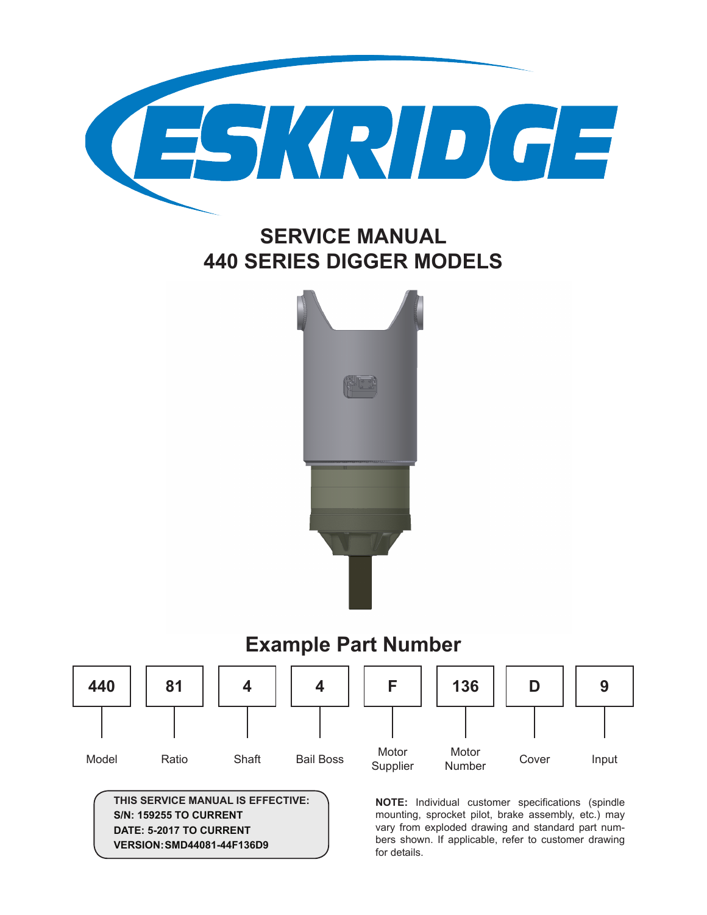# ESKRIDGE

## SERVICE MANUAL
## 440 SERIES DIGGER MODELS

## Example Part Number

| 440 | 81 | 4 | 4 | F | 136 | D | 9 |
|---|---|---|---|---|---|---|---|
| Model | Ratio | Shaft | Bail Boss | Motor Supplier | Motor Number | Cover | Input |

**THIS SERVICE MANUAL IS EFFECTIVE:**
**S/N: 159255 TO CURRENT**
**DATE: 5-2017 TO CURRENT**
**VERSION: SMD44081-44F136D9**

**NOTE:** Individual customer specifications (spindle mounting, sprocket pilot, brake assembly, etc.) may vary from exploded drawing and standard part numbers shown. If applicable, refer to customer drawing for details.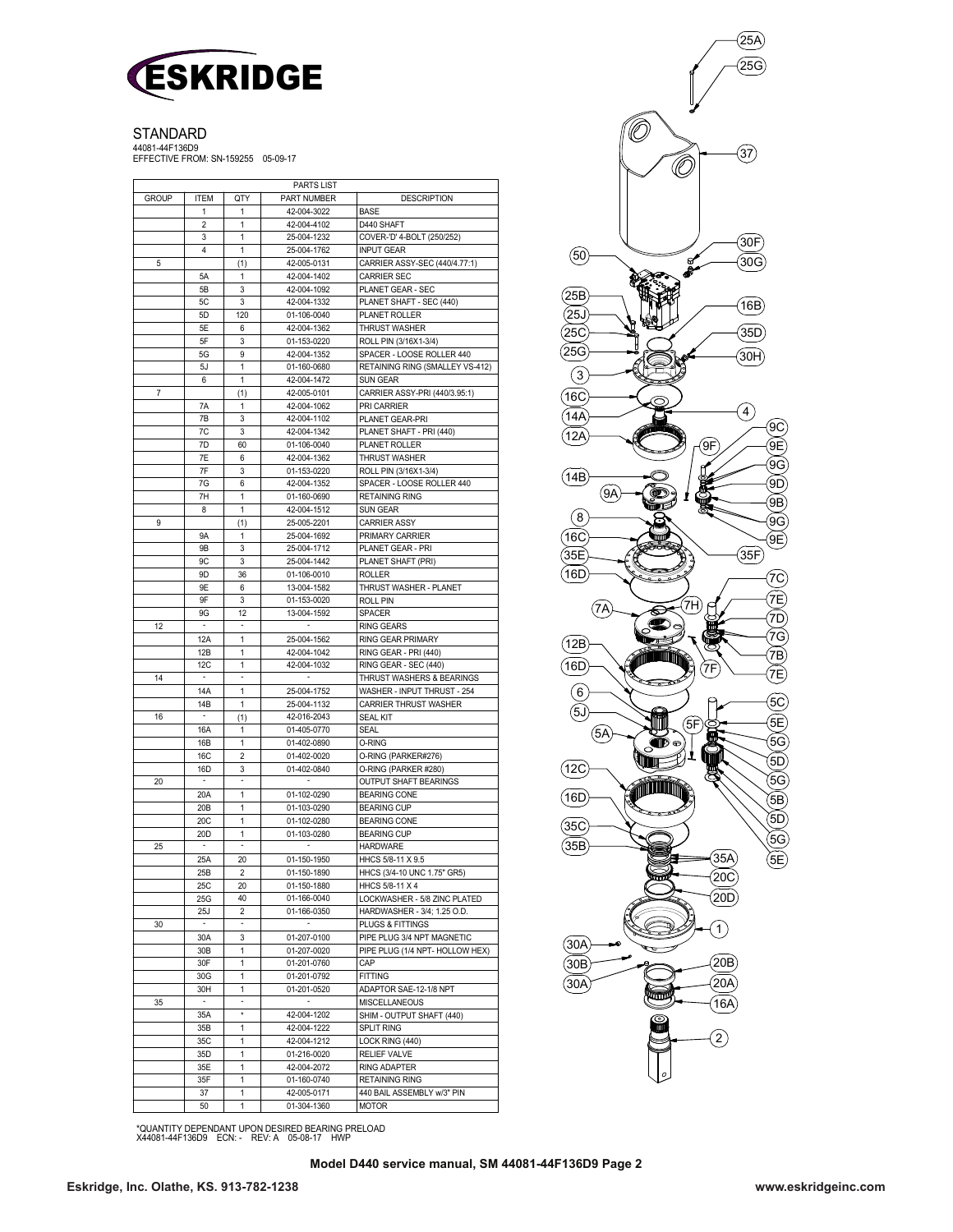# ESKRIDGE

STANDARD
44081-44F136D9
EFFECTIVE FROM: SN-159255 05-09-17

| PARTS LIST | | | | |
|---|---|---|---|---|
| GROUP | ITEM | QTY | PART NUMBER | DESCRIPTION |
| | 1 | 1 | 42-004-3022 | BASE |
| | 2 | 1 | 42-004-4102 | D440 SHAFT |
| | 3 | 1 | 25-004-1232 | COVER-'D' 4-BOLT (250/252) |
| | 4 | 1 | 25-004-1762 | INPUT GEAR |
| 5 | | (1) | 42-005-0131 | CARRIER ASSY-SEC (440/4.77:1) |
| | 5A | 1 | 42-004-1402 | CARRIER SEC |
| | 5B | 3 | 42-004-1092 | PLANET GEAR - SEC |
| | 5C | 3 | 42-004-1332 | PLANET SHAFT - SEC (440) |
| | 5D | 120 | 01-106-0040 | PLANET ROLLER |
| | 5E | 6 | 42-004-1362 | THRUST WASHER |
| | 5F | 3 | 01-153-0220 | ROLL PIN (3/16X1-3/4) |
| | 5G | 9 | 42-004-1352 | SPACER - LOOSE ROLLER 440 |
| | 5J | 1 | 01-160-0680 | RETAINING RING (SMALLEY VS-412) |
| | 6 | 1 | 42-004-1472 | SUN GEAR |
| 7 | | (1) | 42-005-0101 | CARRIER ASSY-PRI (440/3.95:1) |
| | 7A | 1 | 42-004-1062 | PRI CARRIER |
| | 7B | 3 | 42-004-1102 | PLANET GEAR-PRI |
| | 7C | 3 | 42-004-1342 | PLANET SHAFT - PRI (440) |
| | 7D | 60 | 01-106-0040 | PLANET ROLLER |
| | 7E | 6 | 42-004-1362 | THRUST WASHER |
| | 7F | 3 | 01-153-0220 | ROLL PIN (3/16X1-3/4) |
| | 7G | 6 | 42-004-1352 | SPACER - LOOSE ROLLER 440 |
| | 7H | 1 | 01-160-0690 | RETAINING RING |
| | 8 | 1 | 42-004-1512 | SUN GEAR |
| 9 | | (1) | 25-005-2201 | CARRIER ASSY |
| | 9A | 1 | 25-004-1692 | PRIMARY CARRIER |
| | 9B | 3 | 25-004-1712 | PLANET GEAR - PRI |
| | 9C | 3 | 25-004-1442 | PLANET SHAFT (PRI) |
| | 9D | 36 | 01-106-0010 | ROLLER |
| | 9E | 6 | 13-004-1582 | THRUST WASHER - PLANET |
| | 9F | 3 | 01-153-0020 | ROLL PIN |
| | 9G | 12 | 13-004-1592 | SPACER |
| 12 | - | - | - | RING GEARS |
| | 12A | 1 | 25-004-1562 | RING GEAR PRIMARY |
| | 12B | 1 | 42-004-1042 | RING GEAR - PRI (440) |
| | 12C | 1 | 42-004-1032 | RING GEAR - SEC (440) |
| 14 | - | - | - | THRUST WASHERS & BEARINGS |
| | 14A | 1 | 25-004-1752 | WASHER - INPUT THRUST - 254 |
| | 14B | 1 | 25-004-1132 | CARRIER THRUST WASHER |
| 16 | - | (1) | 42-016-2043 | SEAL KIT |
| | 16A | 1 | 01-405-0770 | SEAL |
| | 16B | 1 | 01-402-0890 | O-RING |
| | 16C | 2 | 01-402-0020 | O-RING (PARKER#276) |
| | 16D | 3 | 01-402-0840 | O-RING (PARKER #280) |
| 20 | - | - | - | OUTPUT SHAFT BEARINGS |
| | 20A | 1 | 01-102-0290 | BEARING CONE |
| | 20B | 1 | 01-103-0290 | BEARING CUP |
| | 20C | 1 | 01-102-0280 | BEARING CONE |
| | 20D | 1 | 01-103-0280 | BEARING CUP |
| 25 | - | - | - | HARDWARE |
| | 25A | 20 | 01-150-1950 | HHCS 5/8-11 X 9.5 |
| | 25B | 2 | 01-150-1890 | HHCS (3/4-10 UNC 1.75" GR5) |
| | 25C | 20 | 01-150-1880 | HHCS 5/8-11 X 4 |
| | 25G | 40 | 01-166-0040 | LOCKWASHER - 5/8 ZINC PLATED |
| | 25J | 2 | 01-166-0350 | HARDWASHER - 3/4; 1.25 O.D. |
| 30 | - | - | - | PLUGS & FITTINGS |
| | 30A | 3 | 01-207-0100 | PIPE PLUG 3/4 NPT MAGNETIC |
| | 30B | 1 | 01-207-0020 | PIPE PLUG (1/4 NPT- HOLLOW HEX) |
| | 30F | 1 | 01-201-0760 | CAP |
| | 30G | 1 | 01-201-0792 | FITTING |
| | 30H | 1 | 01-201-0520 | ADAPTOR SAE-12-1/8 NPT |
| 35 | - | - | - | MISCELLANEOUS |
| | 35A | * | 42-004-1202 | SHIM - OUTPUT SHAFT (440) |
| | 35B | 1 | 42-004-1222 | SPLIT RING |
| | 35C | 1 | 42-004-1212 | LOCK RING (440) |
| | 35D | 1 | 01-216-0020 | RELIEF VALVE |
| | 35E | 1 | 42-004-2072 | RING ADAPTER |
| | 35F | 1 | 01-160-0740 | RETAINING RING |
| | 37 | 1 | 42-005-0171 | 440 BAIL ASSEMBLY w/3" PIN |
| | 50 | 1 | 01-304-1360 | MOTOR |

*QUANTITY DEPENDANT UPON DESIRED BEARING PRELOAD
X44081-44F136D9 ECN: - REV: A 05-08-17 HWP

**Model D440 service manual, SM 44081-44F136D9 Page 2**

**Eskridge, Inc. Olathe, KS. 913-782-1238** **www.eskridgeinc.com**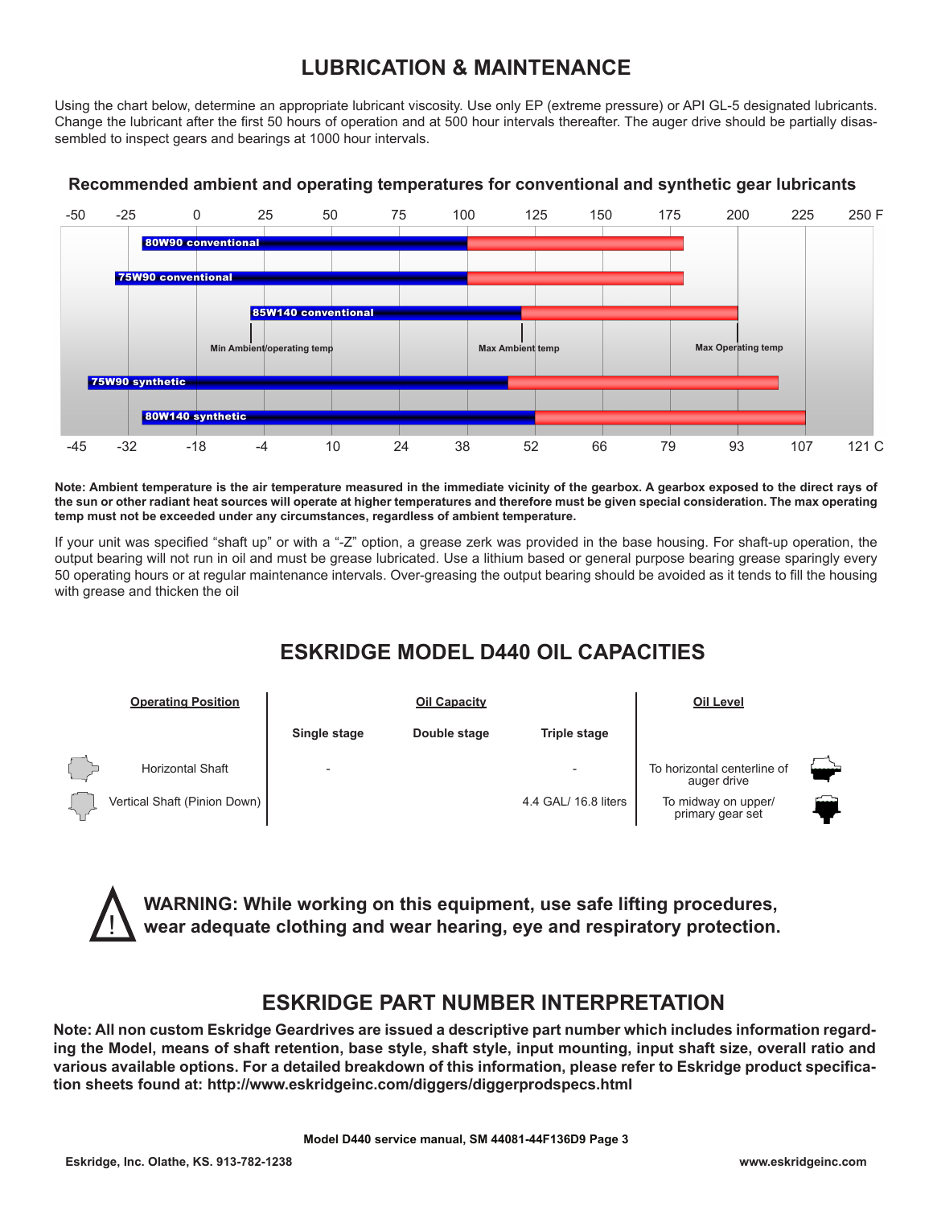# LUBRICATION & MAINTENANCE

Using the chart below, determine an appropriate lubricant viscosity. Use only EP (extreme pressure) or API GL-5 designated lubricants. Change the lubricant after the first 50 hours of operation and at 500 hour intervals thereafter. The auger drive should be partially disassembled to inspect gears and bearings at 1000 hour intervals.

**Recommended ambient and operating temperatures for conventional and synthetic gear lubricants**

-50 -25 0 25 50 75 100 125 150 175 200 225 250 F

80W90 conventional

75W90 conventional

85W140 conventional

Min Ambient/operating temp — Max Ambient temp — Max Operating temp

75W90 synthetic

80W140 synthetic

-45 -32 -18 -4 10 24 38 52 66 79 93 107 121 C

**Note: Ambient temperature is the air temperature measured in the immediate vicinity of the gearbox. A gearbox exposed to the direct rays of the sun or other radiant heat sources will operate at higher temperatures and therefore must be given special consideration. The max operating temp must not be exceeded under any circumstances, regardless of ambient temperature.**

If your unit was specified "shaft up" or with a "-Z" option, a grease zerk was provided in the base housing. For shaft-up operation, the output bearing will not run in oil and must be grease lubricated. Use a lithium based or general purpose bearing grease sparingly every 50 operating hours or at regular maintenance intervals. Over-greasing the output bearing should be avoided as it tends to fill the housing with grease and thicken the oil

## ESKRIDGE MODEL D440 OIL CAPACITIES

| Operating Position | Oil Capacity | | | Oil Level |
|---|---|---|---|---|
| | Single stage | Double stage | Triple stage | |
| Horizontal Shaft | - | | - | To horizontal centerline of auger drive |
| Vertical Shaft (Pinion Down) | | | 4.4 GAL/ 16.8 liters | To midway on upper/ primary gear set |

**WARNING: While working on this equipment, use safe lifting procedures, wear adequate clothing and wear hearing, eye and respiratory protection.**

## ESKRIDGE PART NUMBER INTERPRETATION

**Note: All non custom Eskridge Geardrives are issued a descriptive part number which includes information regarding the Model, means of shaft retention, base style, shaft style, input mounting, input shaft size, overall ratio and various available options. For a detailed breakdown of this information, please refer to Eskridge product specification sheets found at: http://www.eskridgeinc.com/diggers/diggerprodspecs.html**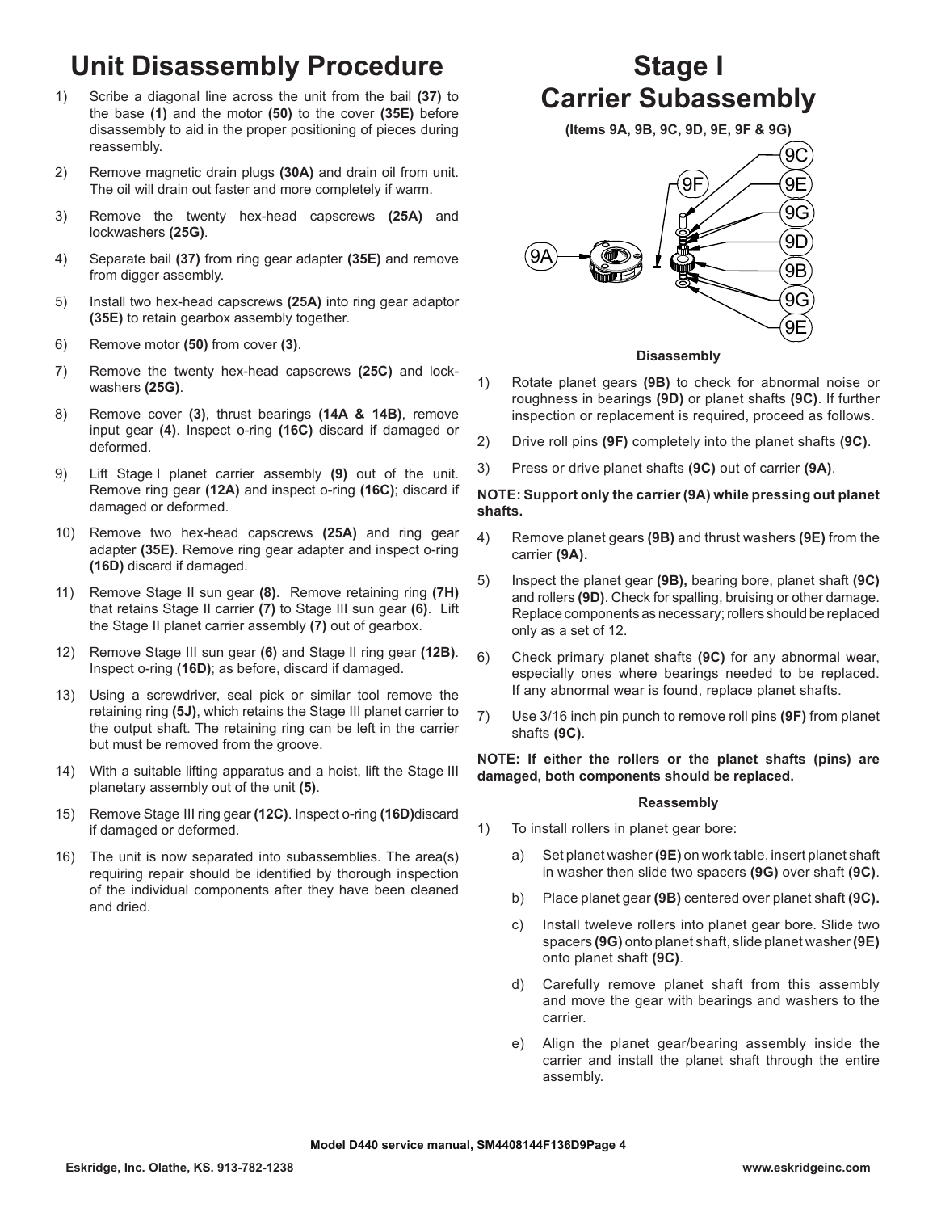# Unit Disassembly Procedure

1) Scribe a diagonal line across the unit from the bail **(37)** to the base **(1)** and the motor **(50)** to the cover **(35E)** before disassembly to aid in the proper positioning of pieces during reassembly.
2) Remove magnetic drain plugs **(30A)** and drain oil from unit. The oil will drain out faster and more completely if warm.
3) Remove the twenty hex-head capscrews **(25A)** and lockwashers **(25G)**.
4) Separate bail **(37)** from ring gear adapter **(35E)** and remove from digger assembly.
5) Install two hex-head capscrews **(25A)** into ring gear adaptor **(35E)** to retain gearbox assembly together.
6) Remove motor **(50)** from cover **(3)**.
7) Remove the twenty hex-head capscrews **(25C)** and lock-washers **(25G)**.
8) Remove cover **(3)**, thrust bearings **(14A & 14B)**, remove input gear **(4)**. Inspect o-ring **(16C)** discard if damaged or deformed.
9) Lift Stage I planet carrier assembly **(9)** out of the unit. Remove ring gear **(12A)** and inspect o-ring **(16C)**; discard if damaged or deformed.
10) Remove two hex-head capscrews **(25A)** and ring gear adapter **(35E)**. Remove ring gear adapter and inspect o-ring **(16D)** discard if damaged.
11) Remove Stage II sun gear **(8)**. Remove retaining ring **(7H)** that retains Stage II carrier **(7)** to Stage III sun gear **(6)**. Lift the Stage II planet carrier assembly **(7)** out of gearbox.
12) Remove Stage III sun gear **(6)** and Stage II ring gear **(12B)**. Inspect o-ring **(16D)**; as before, discard if damaged.
13) Using a screwdriver, seal pick or similar tool remove the retaining ring **(5J)**, which retains the Stage III planet carrier to the output shaft. The retaining ring can be left in the carrier but must be removed from the groove.
14) With a suitable lifting apparatus and a hoist, lift the Stage III planetary assembly out of the unit **(5)**.
15) Remove Stage III ring gear **(12C)**. Inspect o-ring **(16D)** discard if damaged or deformed.
16) The unit is now separated into subassemblies. The area(s) requiring repair should be identified by thorough inspection of the individual components after they have been cleaned and dried.

# Stage I Carrier Subassembly

**(Items 9A, 9B, 9C, 9D, 9E, 9F & 9G)**

#### Disassembly

1) Rotate planet gears **(9B)** to check for abnormal noise or roughness in bearings **(9D)** or planet shafts **(9C)**. If further inspection or replacement is required, proceed as follows.
2) Drive roll pins **(9F)** completely into the planet shafts **(9C)**.
3) Press or drive planet shafts **(9C)** out of carrier **(9A)**.

**NOTE: Support only the carrier (9A) while pressing out planet shafts.**

4) Remove planet gears **(9B)** and thrust washers **(9E)** from the carrier **(9A).**
5) Inspect the planet gear **(9B),** bearing bore, planet shaft **(9C)** and rollers **(9D)**. Check for spalling, bruising or other damage. Replace components as necessary; rollers should be replaced only as a set of 12.
6) Check primary planet shafts **(9C)** for any abnormal wear, especially ones where bearings needed to be replaced. If any abnormal wear is found, replace planet shafts.
7) Use 3/16 inch pin punch to remove roll pins **(9F)** from planet shafts **(9C)**.

**NOTE: If either the rollers or the planet shafts (pins) are damaged, both components should be replaced.**

#### Reassembly

1) To install rollers in planet gear bore:
   a) Set planet washer **(9E)** on work table, insert planet shaft in washer then slide two spacers **(9G)** over shaft **(9C)**.
   b) Place planet gear **(9B)** centered over planet shaft **(9C).**
   c) Install tweleve rollers into planet gear bore. Slide two spacers **(9G)** onto planet shaft, slide planet washer **(9E)** onto planet shaft **(9C)**.
   d) Carefully remove planet shaft from this assembly and move the gear with bearings and washers to the carrier.
   e) Align the planet gear/bearing assembly inside the carrier and install the planet shaft through the entire assembly.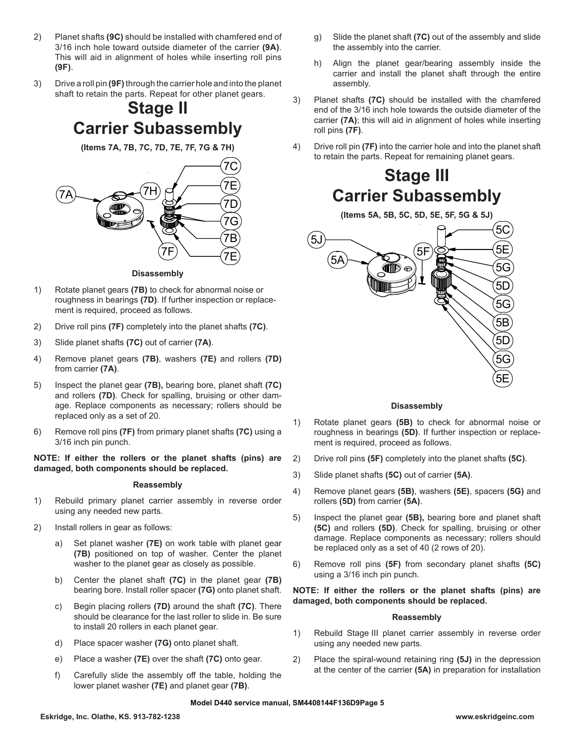2) Planet shafts **(9C)** should be installed with chamfered end of 3/16 inch hole toward outside diameter of the carrier **(9A)**. This will aid in alignment of holes while inserting roll pins **(9F)**.

3) Drive a roll pin **(9F)** through the carrier hole and into the planet shaft to retain the parts. Repeat for other planet gears.

# Stage II Carrier Subassembly

**(Items 7A, 7B, 7C, 7D, 7E, 7F, 7G & 7H)**

### Disassembly

1) Rotate planet gears **(7B)** to check for abnormal noise or roughness in bearings **(7D)**. If further inspection or replacement is required, proceed as follows.

2) Drive roll pins **(7F)** completely into the planet shafts **(7C)**.

3) Slide planet shafts **(7C)** out of carrier **(7A)**.

4) Remove planet gears **(7B)**, washers **(7E)** and rollers **(7D)** from carrier **(7A)**.

5) Inspect the planet gear **(7B),** bearing bore, planet shaft **(7C)** and rollers **(7D)**. Check for spalling, bruising or other damage. Replace components as necessary; rollers should be replaced only as a set of 20.

6) Remove roll pins **(7F)** from primary planet shafts **(7C)** using a 3/16 inch pin punch.

**NOTE: If either the rollers or the planet shafts (pins) are damaged, both components should be replaced.**

### Reassembly

1) Rebuild primary planet carrier assembly in reverse order using any needed new parts.

2) Install rollers in gear as follows:

   a) Set planet washer **(7E)** on work table with planet gear **(7B)** positioned on top of washer. Center the planet washer to the planet gear as closely as possible.

   b) Center the planet shaft **(7C)** in the planet gear **(7B)** bearing bore. Install roller spacer **(7G)** onto planet shaft.

   c) Begin placing rollers **(7D)** around the shaft **(7C)**. There should be clearance for the last roller to slide in. Be sure to install 20 rollers in each planet gear.

   d) Place spacer washer **(7G)** onto planet shaft.

   e) Place a washer **(7E)** over the shaft **(7C)** onto gear.

   f) Carefully slide the assembly off the table, holding the lower planet washer **(7E)** and planet gear **(7B)**.

   g) Slide the planet shaft **(7C)** out of the assembly and slide the assembly into the carrier.

   h) Align the planet gear/bearing assembly inside the carrier and install the planet shaft through the entire assembly.

3) Planet shafts **(7C)** should be installed with the chamfered end of the 3/16 inch hole towards the outside diameter of the carrier **(7A)**; this will aid in alignment of holes while inserting roll pins **(7F)**.

4) Drive roll pin **(7F)** into the carrier hole and into the planet shaft to retain the parts. Repeat for remaining planet gears.

# Stage III Carrier Subassembly

**(Items 5A, 5B, 5C, 5D, 5E, 5F, 5G & 5J)**

### Disassembly

1) Rotate planet gears **(5B)** to check for abnormal noise or roughness in bearings **(5D)**. If further inspection or replacement is required, proceed as follows.

2) Drive roll pins **(5F)** completely into the planet shafts **(5C)**.

3) Slide planet shafts **(5C)** out of carrier **(5A)**.

4) Remove planet gears **(5B)**, washers **(5E)**, spacers **(5G)** and rollers **(5D)** from carrier **(5A)**.

5) Inspect the planet gear **(5B),** bearing bore and planet shaft **(5C)** and rollers **(5D)**. Check for spalling, bruising or other damage. Replace components as necessary; rollers should be replaced only as a set of 40 (2 rows of 20).

6) Remove roll pins **(5F)** from secondary planet shafts **(5C)** using a 3/16 inch pin punch.

**NOTE: If either the rollers or the planet shafts (pins) are damaged, both components should be replaced.**

### Reassembly

1) Rebuild Stage III planet carrier assembly in reverse order using any needed new parts.

2) Place the spiral-wound retaining ring **(5J)** in the depression at the center of the carrier **(5A)** in preparation for installation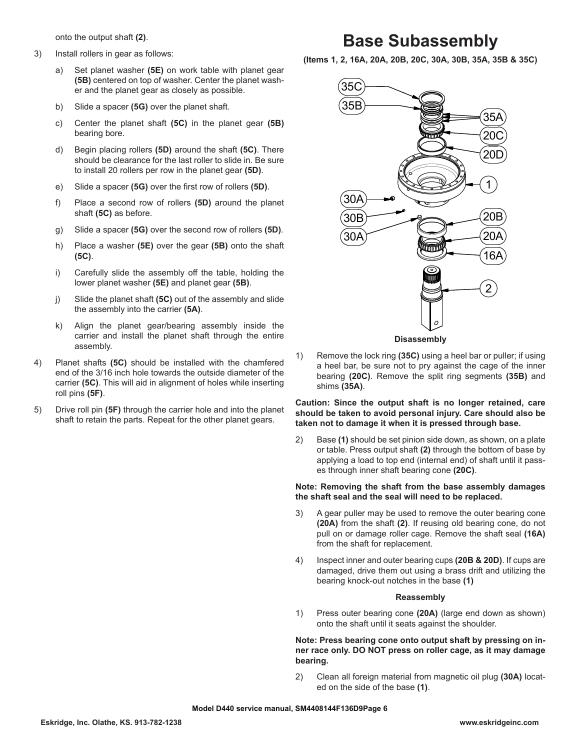onto the output shaft **(2)**.

3) Install rollers in gear as follows:

   a) Set planet washer **(5E)** on work table with planet gear **(5B)** centered on top of washer. Center the planet washer and the planet gear as closely as possible.

   b) Slide a spacer **(5G)** over the planet shaft.

   c) Center the planet shaft **(5C)** in the planet gear **(5B)** bearing bore.

   d) Begin placing rollers **(5D)** around the shaft **(5C)**. There should be clearance for the last roller to slide in. Be sure to install 20 rollers per row in the planet gear **(5D)**.

   e) Slide a spacer **(5G)** over the first row of rollers **(5D)**.

   f) Place a second row of rollers **(5D)** around the planet shaft **(5C)** as before.

   g) Slide a spacer **(5G)** over the second row of rollers **(5D)**.

   h) Place a washer **(5E)** over the gear **(5B)** onto the shaft **(5C)**.

   i) Carefully slide the assembly off the table, holding the lower planet washer **(5E)** and planet gear **(5B)**.

   j) Slide the planet shaft **(5C)** out of the assembly and slide the assembly into the carrier **(5A)**.

   k) Align the planet gear/bearing assembly inside the carrier and install the planet shaft through the entire assembly.

4) Planet shafts **(5C)** should be installed with the chamfered end of the 3/16 inch hole towards the outside diameter of the carrier **(5C)**. This will aid in alignment of holes while inserting roll pins **(5F)**.

5) Drive roll pin **(5F)** through the carrier hole and into the planet shaft to retain the parts. Repeat for the other planet gears.

# Base Subassembly

**(Items 1, 2, 16A, 20A, 20B, 20C, 30A, 30B, 35A, 35B & 35C)**

35C
35B
35A
20C
20D
1
30A
30B
30A
20B
20A
16A
2

**Disassembly**

1) Remove the lock ring **(35C)** using a heel bar or puller; if using a heel bar, be sure not to pry against the cage of the inner bearing **(20C)**. Remove the split ring segments **(35B)** and shims **(35A)**.

**Caution: Since the output shaft is no longer retained, care should be taken to avoid personal injury. Care should also be taken not to damage it when it is pressed through base.**

2) Base **(1)** should be set pinion side down, as shown, on a plate or table. Press output shaft **(2)** through the bottom of base by applying a load to top end (internal end) of shaft until it passes through inner shaft bearing cone **(20C)**.

**Note: Removing the shaft from the base assembly damages the shaft seal and the seal will need to be replaced.**

3) A gear puller may be used to remove the outer bearing cone **(20A)** from the shaft **(2)**. If reusing old bearing cone, do not pull on or damage roller cage. Remove the shaft seal **(16A)** from the shaft for replacement.

4) Inspect inner and outer bearing cups **(20B & 20D)**. If cups are damaged, drive them out using a brass drift and utilizing the bearing knock-out notches in the base **(1)**

**Reassembly**

1) Press outer bearing cone **(20A)** (large end down as shown) onto the shaft until it seats against the shoulder.

**Note: Press bearing cone onto output shaft by pressing on inner race only. DO NOT press on roller cage, as it may damage bearing.**

2) Clean all foreign material from magnetic oil plug **(30A)** located on the side of the base **(1)**.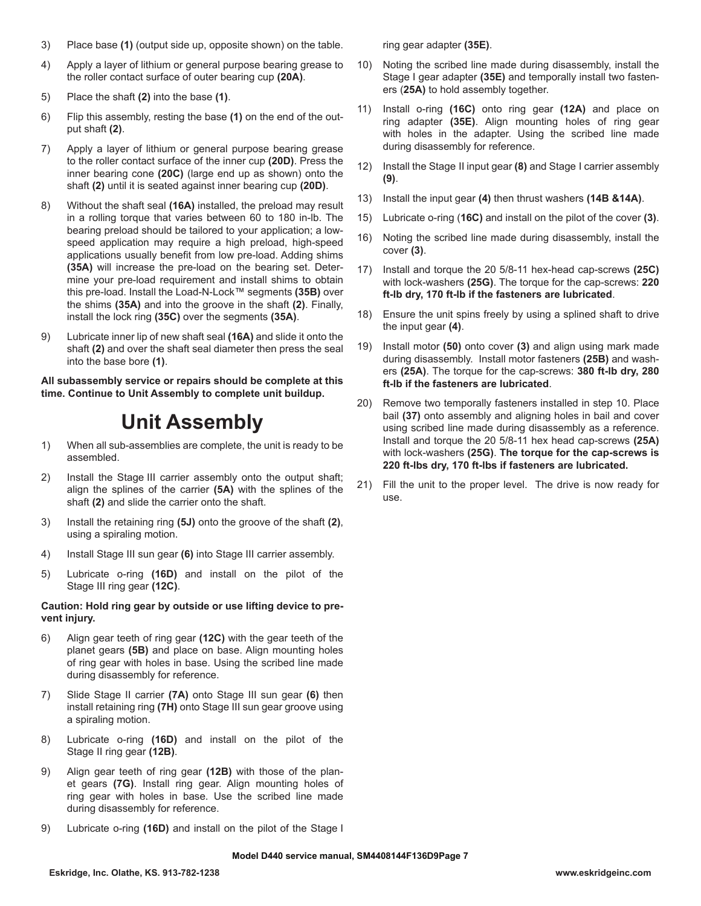3) Place base **(1)** (output side up, opposite shown) on the table.

4) Apply a layer of lithium or general purpose bearing grease to the roller contact surface of outer bearing cup **(20A)**.

5) Place the shaft **(2)** into the base **(1)**.

6) Flip this assembly, resting the base **(1)** on the end of the output shaft **(2)**.

7) Apply a layer of lithium or general purpose bearing grease to the roller contact surface of the inner cup **(20D)**. Press the inner bearing cone **(20C)** (large end up as shown) onto the shaft **(2)** until it is seated against inner bearing cup **(20D)**.

8) Without the shaft seal **(16A)** installed, the preload may result in a rolling torque that varies between 60 to 180 in-lb. The bearing preload should be tailored to your application; a low-speed application may require a high preload, high-speed applications usually benefit from low pre-load. Adding shims **(35A)** will increase the pre-load on the bearing set. Determine your pre-load requirement and install shims to obtain this pre-load. Install the Load-N-Lock™ segments **(35B)** over the shims **(35A)** and into the groove in the shaft **(2)**. Finally, install the lock ring **(35C)** over the segments **(35A)**.

9) Lubricate inner lip of new shaft seal **(16A)** and slide it onto the shaft **(2)** and over the shaft seal diameter then press the seal into the base bore **(1)**.

**All subassembly service or repairs should be complete at this time. Continue to Unit Assembly to complete unit buildup.**

# Unit Assembly

1) When all sub-assemblies are complete, the unit is ready to be assembled.

2) Install the Stage III carrier assembly onto the output shaft; align the splines of the carrier **(5A)** with the splines of the shaft **(2)** and slide the carrier onto the shaft.

3) Install the retaining ring **(5J)** onto the groove of the shaft **(2)**, using a spiraling motion.

4) Install Stage III sun gear **(6)** into Stage III carrier assembly.

5) Lubricate o-ring **(16D)** and install on the pilot of the Stage III ring gear **(12C)**.

**Caution: Hold ring gear by outside or use lifting device to prevent injury.**

6) Align gear teeth of ring gear **(12C)** with the gear teeth of the planet gears **(5B)** and place on base. Align mounting holes of ring gear with holes in base. Using the scribed line made during disassembly for reference.

7) Slide Stage II carrier **(7A)** onto Stage III sun gear **(6)** then install retaining ring **(7H)** onto Stage III sun gear groove using a spiraling motion.

8) Lubricate o-ring **(16D)** and install on the pilot of the Stage II ring gear **(12B)**.

9) Align gear teeth of ring gear **(12B)** with those of the planet gears **(7G)**. Install ring gear. Align mounting holes of ring gear with holes in base. Use the scribed line made during disassembly for reference.

9) Lubricate o-ring **(16D)** and install on the pilot of the Stage I ring gear adapter **(35E)**.

10) Noting the scribed line made during disassembly, install the Stage I gear adapter **(35E)** and temporally install two fasteners (**25A)** to hold assembly together.

11) Install o-ring **(16C)** onto ring gear **(12A)** and place on ring adapter **(35E)**. Align mounting holes of ring gear with holes in the adapter. Using the scribed line made during disassembly for reference.

12) Install the Stage II input gear **(8)** and Stage I carrier assembly **(9)**.

13) Install the input gear **(4)** then thrust washers **(14B &14A)**.

15) Lubricate o-ring (**16C)** and install on the pilot of the cover **(3)**.

16) Noting the scribed line made during disassembly, install the cover **(3)**.

17) Install and torque the 20 5/8-11 hex-head cap-screws **(25C)** with lock-washers **(25G)**. The torque for the cap-screws: **220 ft-lb dry, 170 ft-lb if the fasteners are lubricated**.

18) Ensure the unit spins freely by using a splined shaft to drive the input gear **(4)**.

19) Install motor **(50)** onto cover **(3)** and align using mark made during disassembly. Install motor fasteners **(25B)** and washers **(25A)**. The torque for the cap-screws: **380 ft-lb dry, 280 ft-lb if the fasteners are lubricated**.

20) Remove two temporally fasteners installed in step 10. Place bail **(37)** onto assembly and aligning holes in bail and cover using scribed line made during disassembly as a reference. Install and torque the 20 5/8-11 hex head cap-screws **(25A)** with lock-washers **(25G)**. **The torque for the cap-screws is 220 ft-lbs dry, 170 ft-lbs if fasteners are lubricated.**

21) Fill the unit to the proper level. The drive is now ready for use.